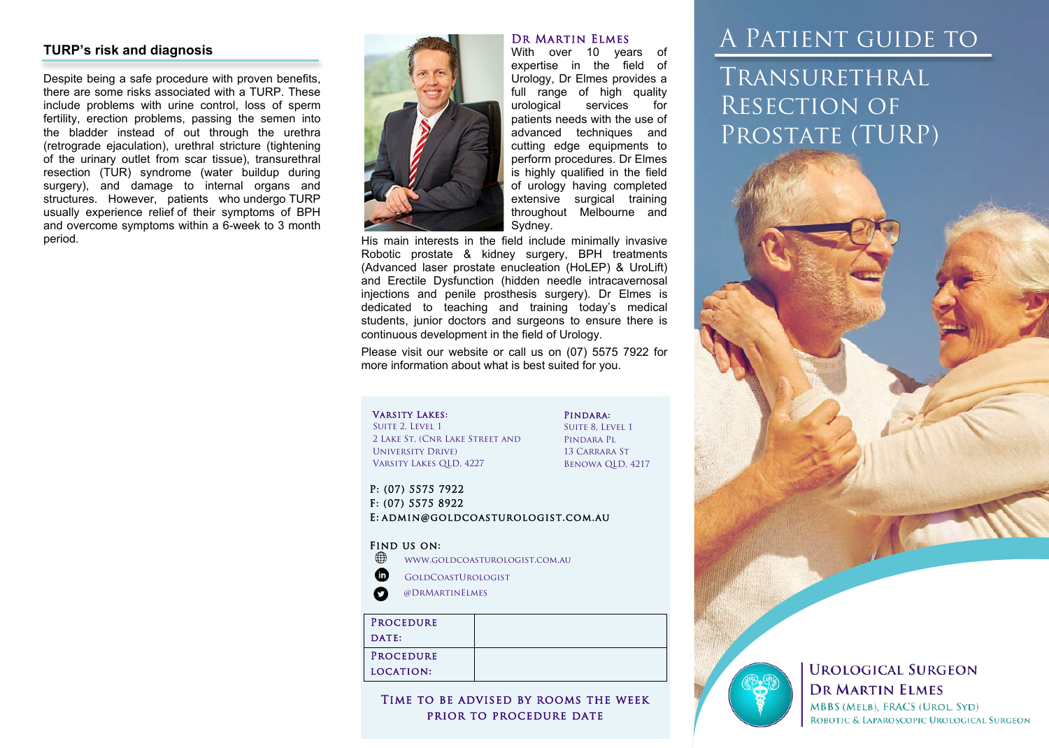## TURP's risk and diagnosis

Despite being a safe procedure with proven benefits, there are some risks associated with a TURP. These include problems with urine control, loss of sperm fertility, erection problems, passing the semen into the bladder instead of out through the urethra (retrograde ejaculation), urethral stricture (tightening of the urinary outlet from scar tissue), transurethral resection (TUR) syndrome (water buildup during surgery), and damage to internal organs and structures. However, patients who undergo TURP usually experience relief of their symptoms of BPH and overcome symptoms within a 6-week to 3 month period.

### Dr Martin Elmes

With over 10 years of expertise in the field of Urology, Dr Elmes provides a full range of high quality urological services for patients needs with the use of advanced techniques and cutting edge equipments to perform procedures. Dr Elmes is highly qualified in the field of urology having completed extensive surgical training throughout Melbourne and Sydney.

His main interests in the field include minimally invasive Robotic prostate & kidney surgery, BPH treatments (Advanced laser prostate enucleation (HoLEP) & UroLift) and Erectile Dysfunction (hidden needle intracavernosal injections and penile prosthesis surgery). Dr Elmes is dedicated to teaching and training today's medical students, junior doctors and surgeons to ensure there is continuous development in the field of Urology.

Please visit our website or call us on (07) 5575 7922 for more information about what is best suited for you.

**Varsity Lakes:**
Suite 2, Level 1
2 Lake St, (Cnr Lake Street and University Drive)
Varsity Lakes QLD, 4227

**Pindara:**
Suite 8, Level 1
Pindara Pl
13 Carrara St
Benowa QLD, 4217

P: (07) 5575 7922
F: (07) 5575 8922
E: admin@goldcoasturologist.com.au

**Find us on:**
- www.goldcoasturologist.com.au
- GoldCoastUrologist
- @DrMartinElmes

| Procedure date: | |
|---|---|
| Procedure location: | |

Time to be advised by rooms the week prior to procedure date

# A Patient guide to Transurethral Resection of Prostate (TURP)

**Urological Surgeon**
**Dr Martin Elmes**
MBBS (Melb), FRACS (Urol. Syd)
Robotic & Laparoscopic Urological Surgeon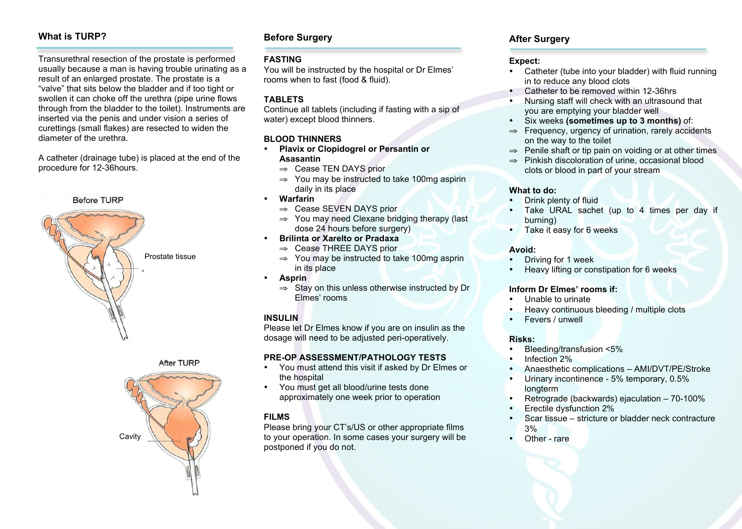## What is TURP?

Transurethral resection of the prostate is performed usually because a man is having trouble urinating as a result of an enlarged prostate. The prostate is a "valve" that sits below the bladder and if too tight or swollen it can choke off the urethra (pipe urine flows through from the bladder to the toilet). Instruments are inserted via the penis and under vision a series of curettings (small flakes) are resected to widen the diameter of the urethra.

A catheter (drainage tube) is placed at the end of the procedure for 12-36hours.

Before TURP

Prostate tissue

After TURP

Cavity

## Before Surgery

**FASTING**
You will be instructed by the hospital or Dr Elmes' rooms when to fast (food & fluid).

**TABLETS**
Continue all tablets (including if fasting with a sip of water) except blood thinners.

**BLOOD THINNERS**

- **Plavix or Clopidogrel or Persantin or Asasantin**
  - ⇒ Cease TEN DAYS prior
  - ⇒ You may be instructed to take 100mg aspirin daily in its place
- **Warfarin**
  - ⇒ Cease SEVEN DAYS prior
  - ⇒ You may need Clexane bridging therapy (last dose 24 hours before surgery)
- **Brilinta or Xarelto or Pradaxa**
  - ⇒ Cease THREE DAYS prior
  - ⇒ You may be instructed to take 100mg asprin in its place
- **Asprin**
  - ⇒ Stay on this unless otherwise instructed by Dr Elmes' rooms

**INSULIN**
Please let Dr Elmes know if you are on insulin as the dosage will need to be adjusted peri-operatively.

**PRE-OP ASSESSMENT/PATHOLOGY TESTS**

- You must attend this visit if asked by Dr Elmes or the hospital
- You must get all blood/urine tests done approximately one week prior to operation

**FILMS**
Please bring your CT's/US or other appropriate films to your operation. In some cases your surgery will be postponed if you do not.

## After Surgery

**Expect:**

- Catheter (tube into your bladder) with fluid running in to reduce any blood clots
- Catheter to be removed within 12-36hrs
- Nursing staff will check with an ultrasound that you are emptying your bladder well
- Six weeks **(sometimes up to 3 months)** of:
  - ⇒ Frequency, urgency of urination, rarely accidents on the way to the toilet
  - ⇒ Penile shaft or tip pain on voiding or at other times
  - ⇒ Pinkish discoloration of urine, occasional blood clots or blood in part of your stream

**What to do:**

- Drink plenty of fluid
- Take URAL sachet (up to 4 times per day if burning)
- Take it easy for 6 weeks

**Avoid:**

- Driving for 1 week
- Heavy lifting or constipation for 6 weeks

**Inform Dr Elmes' rooms if:**

- Unable to urinate
- Heavy continuous bleeding / multiple clots
- Fevers / unwell

**Risks:**

- Bleeding/transfusion <5%
- Infection 2%
- Anaesthetic complications – AMI/DVT/PE/Stroke
- Urinary incontinence - 5% temporary, 0.5% longterm
- Retrograde (backwards) ejaculation – 70-100%
- Erectile dysfunction 2%
- Scar tissue – stricture or bladder neck contracture 3%
- Other - rare